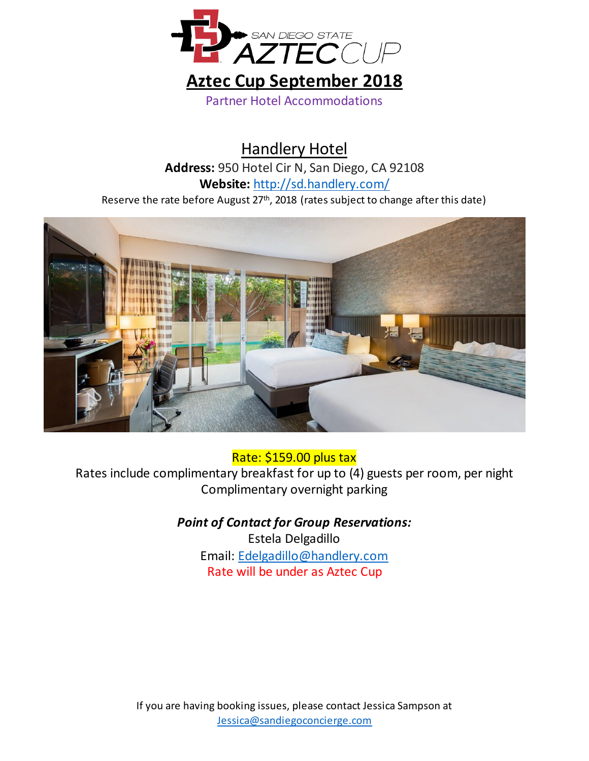# Aztec Cup September 2018

Partner Hotel Accommodations

## Handlery Hotel

**Address:** 950 Hotel Cir N, San Diego, CA 92108

**Website:** [http://sd.handlery.com/](http://sd.handlery.com/)

Reserve the rate before August 27th, 2018 (rates subject to change after this date)

Rate: $159.00 plus tax

Rates include complimentary breakfast for up to (4) guests per room, per night

Complimentary overnight parking

***Point of Contact for Group Reservations:***

Estela Delgadillo

Email: [Edelgadillo@handlery.com](mailto:Edelgadillo@handlery.com)

Rate will be under as Aztec Cup

If you are having booking issues, please contact Jessica Sampson at [Jessica@sandiegoconcierge.com](mailto:Jessica@sandiegoconcierge.com)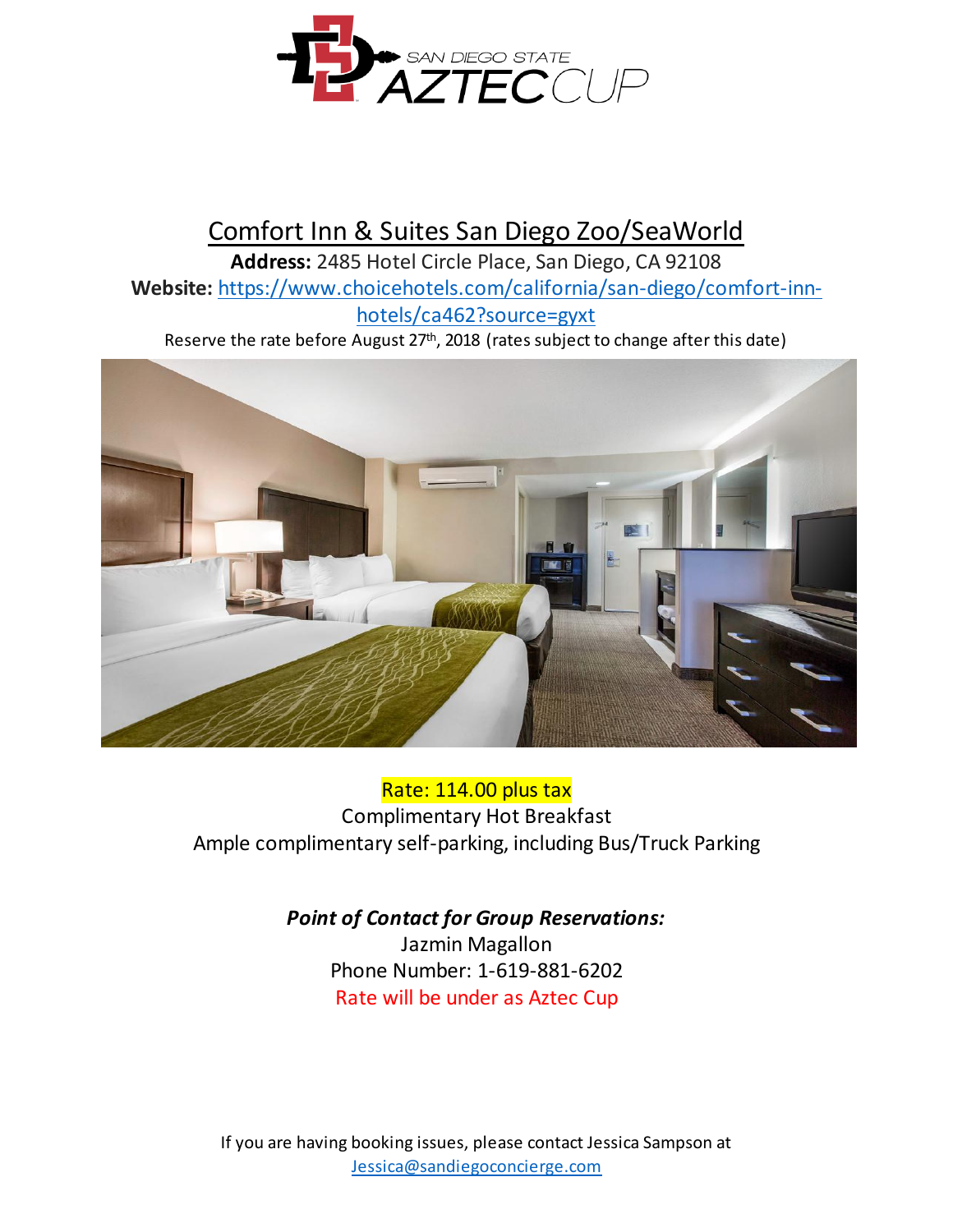SAN DIEGO STATE AZTEC CUP

# Comfort Inn & Suites San Diego Zoo/SeaWorld

**Address:** 2485 Hotel Circle Place, San Diego, CA 92108

**Website:** https://www.choicehotels.com/california/san-diego/comfort-inn-hotels/ca462?source=gyxt

Reserve the rate before August 27th, 2018 (rates subject to change after this date)

Rate: 114.00 plus tax

Complimentary Hot Breakfast

Ample complimentary self-parking, including Bus/Truck Parking

***Point of Contact for Group Reservations:***

Jazmin Magallon

Phone Number: 1-619-881-6202

Rate will be under as Aztec Cup

If you are having booking issues, please contact Jessica Sampson at Jessica@sandiegoconcierge.com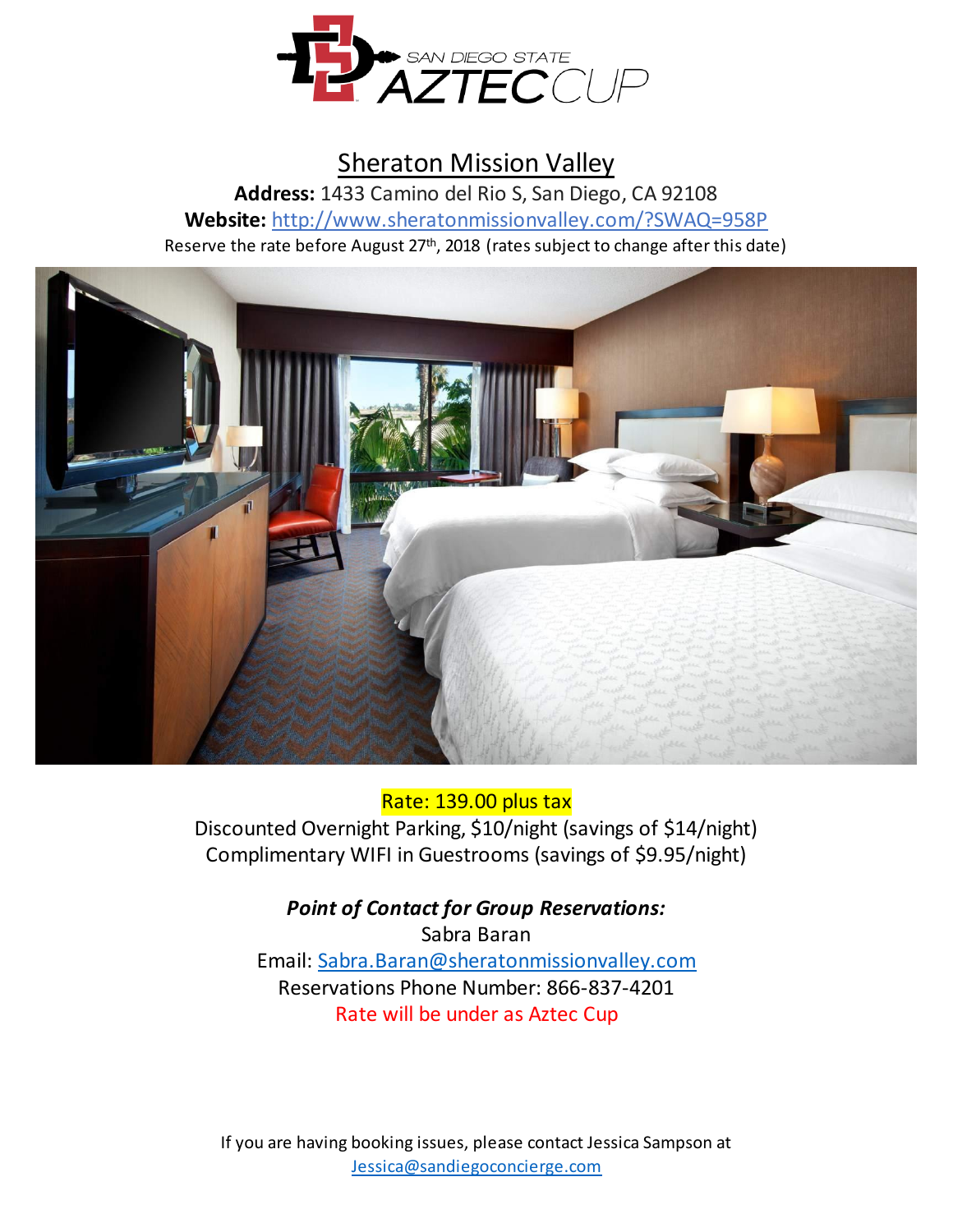SAN DIEGO STATE AZTEC CUP

# Sheraton Mission Valley

**Address:** 1433 Camino del Rio S, San Diego, CA 92108

**Website:** [http://www.sheratonmissionvalley.com/?SWAQ=958P](http://www.sheratonmissionvalley.com/?SWAQ=958P)

Reserve the rate before August 27th, 2018 (rates subject to change after this date)

Rate: 139.00 plus tax

Discounted Overnight Parking, $10/night (savings of $14/night)

Complimentary WIFI in Guestrooms (savings of $9.95/night)

***Point of Contact for Group Reservations:***

Sabra Baran

Email: [Sabra.Baran@sheratonmissionvalley.com](mailto:Sabra.Baran@sheratonmissionvalley.com)

Reservations Phone Number: 866-837-4201

Rate will be under as Aztec Cup

If you are having booking issues, please contact Jessica Sampson at [Jessica@sandiegoconcierge.com](mailto:Jessica@sandiegoconcierge.com)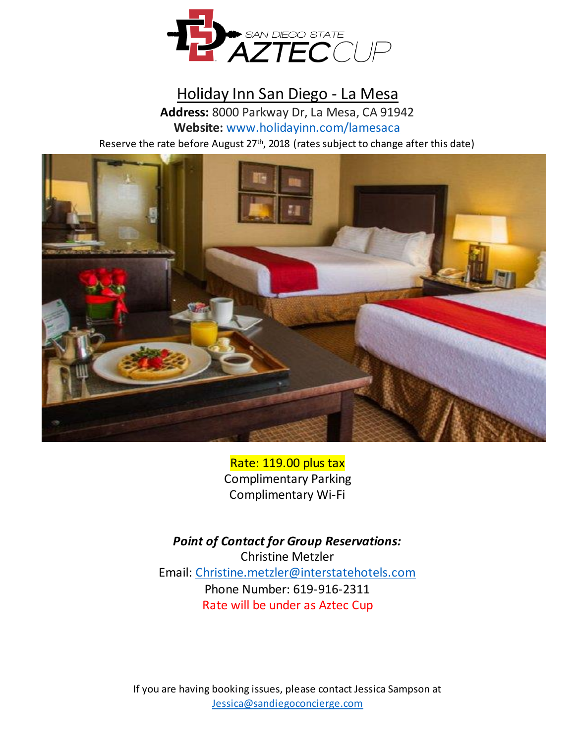SAN DIEGO STATE AZTEC CUP

# Holiday Inn San Diego - La Mesa

**Address:** 8000 Parkway Dr, La Mesa, CA 91942

**Website:** www.holidayinn.com/lamesaca

Reserve the rate before August 27th, 2018 (rates subject to change after this date)

Rate: 119.00 plus tax

Complimentary Parking

Complimentary Wi-Fi

***Point of Contact for Group Reservations:***

Christine Metzler

Email: Christine.metzler@interstatehotels.com

Phone Number: 619-916-2311

Rate will be under as Aztec Cup

If you are having booking issues, please contact Jessica Sampson at Jessica@sandiegoconcierge.com